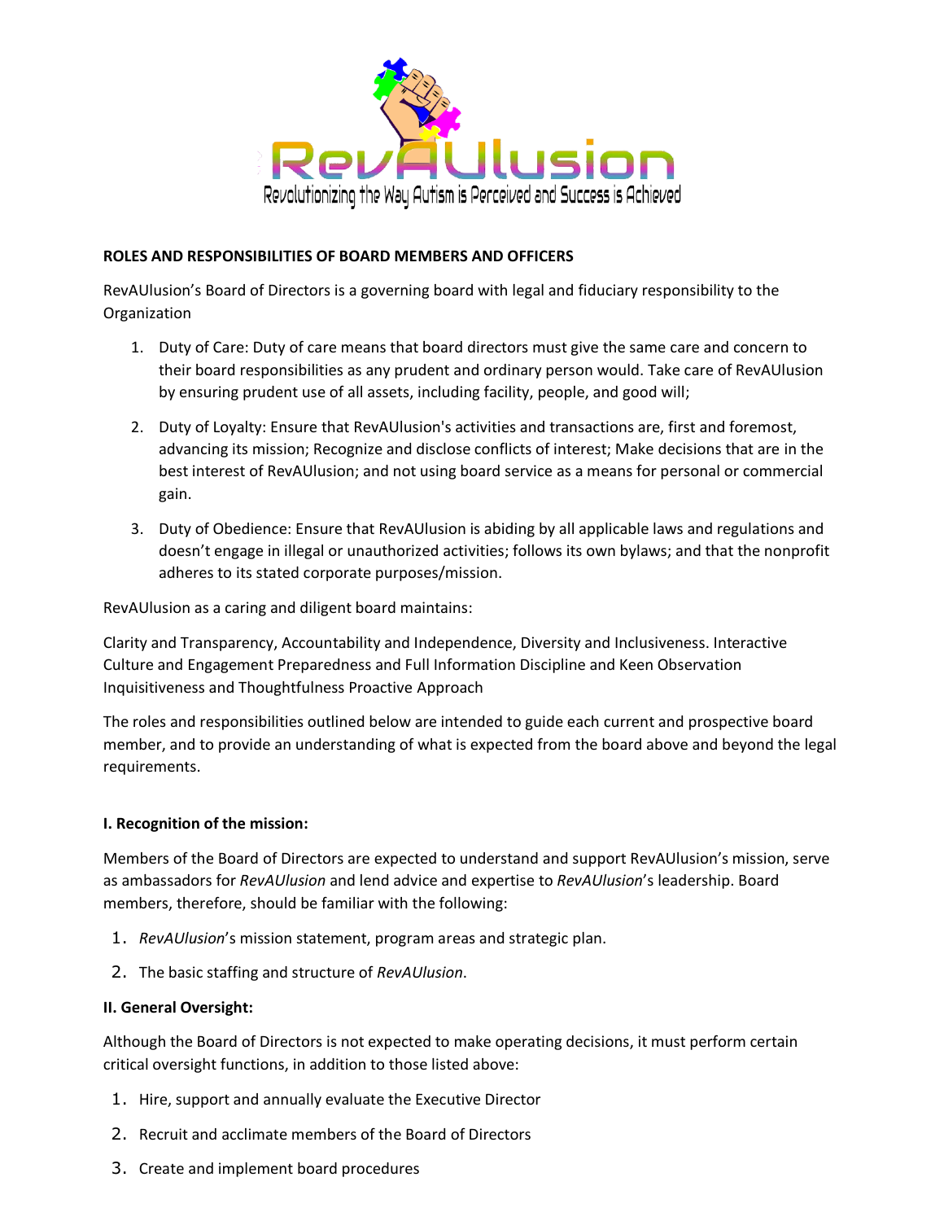RevAUlusion

Revolutionizing the Way Autism is Perceived and Success is Achieved

**ROLES AND RESPONSIBILITIES OF BOARD MEMBERS AND OFFICERS**

RevAUlusion's Board of Directors is a governing board with legal and fiduciary responsibility to the Organization

1. Duty of Care: Duty of care means that board directors must give the same care and concern to their board responsibilities as any prudent and ordinary person would. Take care of RevAUlusion by ensuring prudent use of all assets, including facility, people, and good will;
2. Duty of Loyalty: Ensure that RevAUlusion's activities and transactions are, first and foremost, advancing its mission; Recognize and disclose conflicts of interest; Make decisions that are in the best interest of RevAUlusion; and not using board service as a means for personal or commercial gain.
3. Duty of Obedience: Ensure that RevAUlusion is abiding by all applicable laws and regulations and doesn't engage in illegal or unauthorized activities; follows its own bylaws; and that the nonprofit adheres to its stated corporate purposes/mission.

RevAUlusion as a caring and diligent board maintains:

Clarity and Transparency, Accountability and Independence, Diversity and Inclusiveness. Interactive Culture and Engagement Preparedness and Full Information Discipline and Keen Observation Inquisitiveness and Thoughtfulness Proactive Approach

The roles and responsibilities outlined below are intended to guide each current and prospective board member, and to provide an understanding of what is expected from the board above and beyond the legal requirements.

**I. Recognition of the mission:**

Members of the Board of Directors are expected to understand and support RevAUlusion's mission, serve as ambassadors for *RevAUlusion* and lend advice and expertise to *RevAUlusion*'s leadership. Board members, therefore, should be familiar with the following:

1. *RevAUlusion*'s mission statement, program areas and strategic plan.
2. The basic staffing and structure of *RevAUlusion*.

**II. General Oversight:**

Although the Board of Directors is not expected to make operating decisions, it must perform certain critical oversight functions, in addition to those listed above:

1. Hire, support and annually evaluate the Executive Director
2. Recruit and acclimate members of the Board of Directors
3. Create and implement board procedures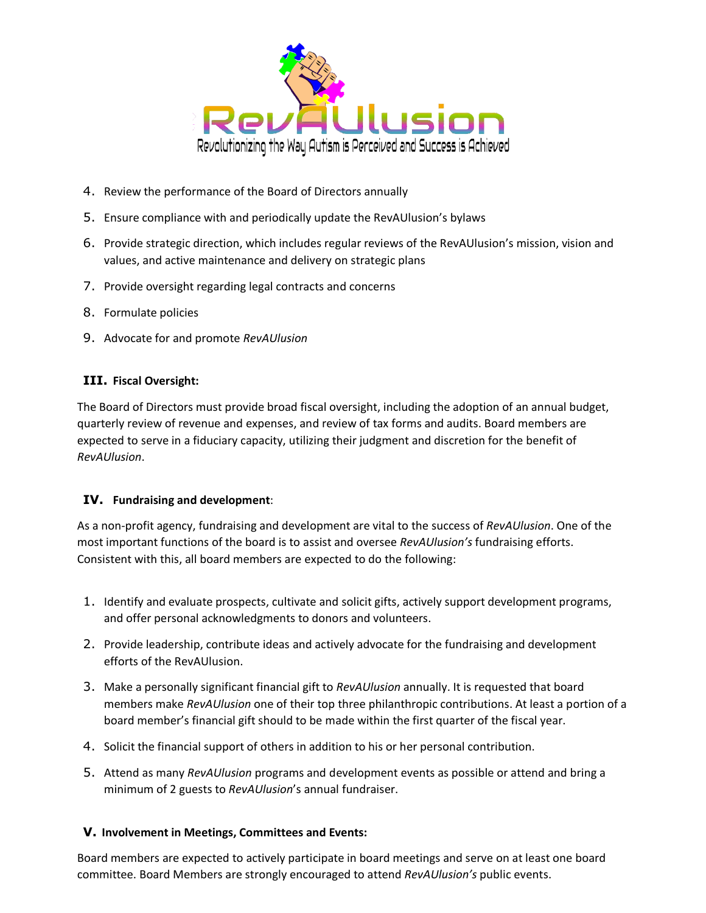4. Review the performance of the Board of Directors annually
5. Ensure compliance with and periodically update the RevAUlusion's bylaws
6. Provide strategic direction, which includes regular reviews of the RevAUlusion's mission, vision and values, and active maintenance and delivery on strategic plans
7. Provide oversight regarding legal contracts and concerns
8. Formulate policies
9. Advocate for and promote *RevAUlusion*

### III. Fiscal Oversight:

The Board of Directors must provide broad fiscal oversight, including the adoption of an annual budget, quarterly review of revenue and expenses, and review of tax forms and audits. Board members are expected to serve in a fiduciary capacity, utilizing their judgment and discretion for the benefit of *RevAUlusion*.

### IV. Fundraising and development:

As a non-profit agency, fundraising and development are vital to the success of *RevAUlusion*. One of the most important functions of the board is to assist and oversee *RevAUlusion's* fundraising efforts. Consistent with this, all board members are expected to do the following:

1. Identify and evaluate prospects, cultivate and solicit gifts, actively support development programs, and offer personal acknowledgments to donors and volunteers.
2. Provide leadership, contribute ideas and actively advocate for the fundraising and development efforts of the RevAUlusion.
3. Make a personally significant financial gift to *RevAUlusion* annually. It is requested that board members make *RevAUlusion* one of their top three philanthropic contributions. At least a portion of a board member's financial gift should to be made within the first quarter of the fiscal year.
4. Solicit the financial support of others in addition to his or her personal contribution.
5. Attend as many *RevAUlusion* programs and development events as possible or attend and bring a minimum of 2 guests to *RevAUlusion*'s annual fundraiser.

### V. Involvement in Meetings, Committees and Events:

Board members are expected to actively participate in board meetings and serve on at least one board committee. Board Members are strongly encouraged to attend *RevAUlusion's* public events.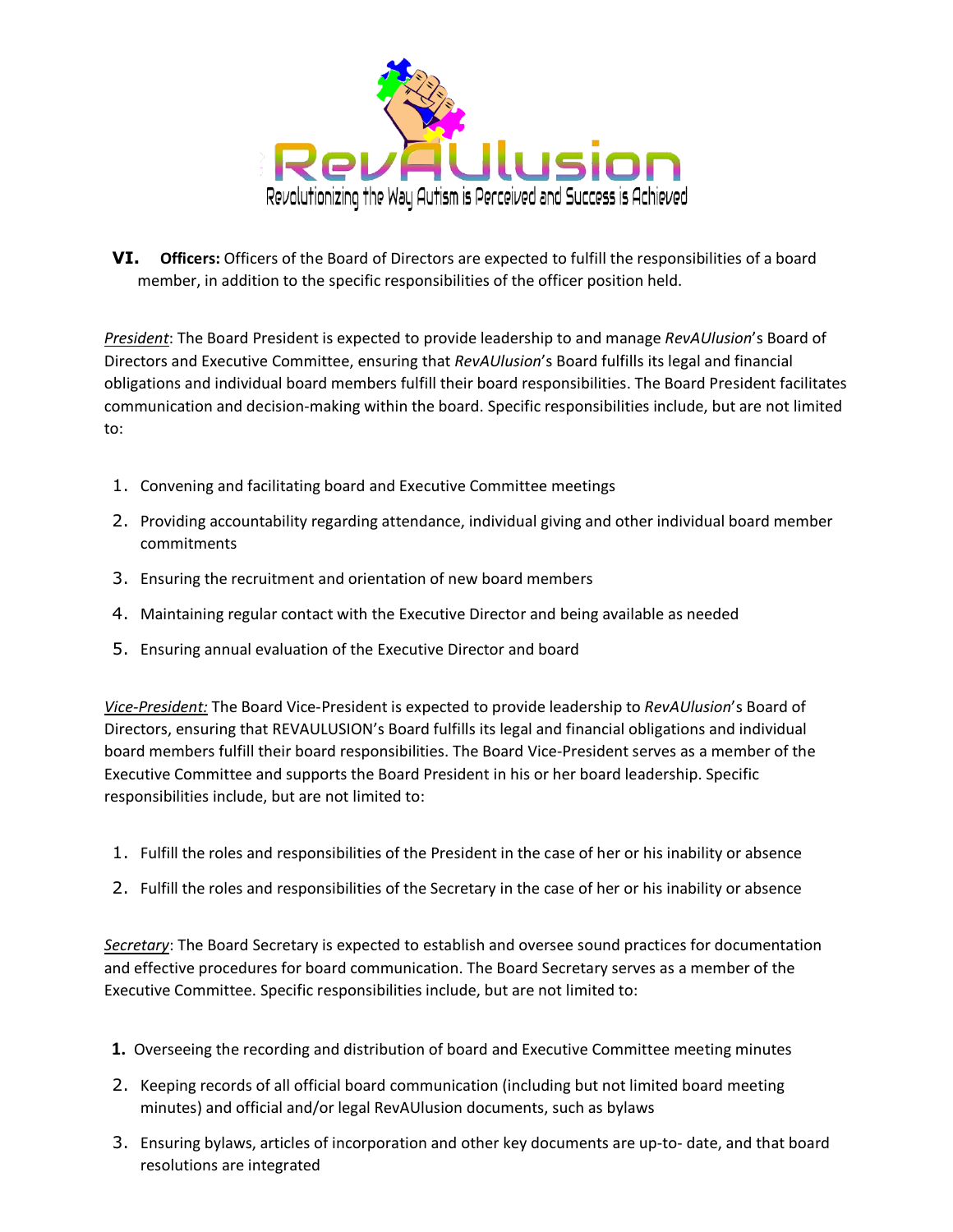RevAUlusion

Revolutionizing the Way Autism is Perceived and Success is Achieved

**VI. Officers:** Officers of the Board of Directors are expected to fulfill the responsibilities of a board member, in addition to the specific responsibilities of the officer position held.

*President*: The Board President is expected to provide leadership to and manage *RevAUlusion*'s Board of Directors and Executive Committee, ensuring that *RevAUlusion*'s Board fulfills its legal and financial obligations and individual board members fulfill their board responsibilities. The Board President facilitates communication and decision-making within the board. Specific responsibilities include, but are not limited to:

1. Convening and facilitating board and Executive Committee meetings
2. Providing accountability regarding attendance, individual giving and other individual board member commitments
3. Ensuring the recruitment and orientation of new board members
4. Maintaining regular contact with the Executive Director and being available as needed
5. Ensuring annual evaluation of the Executive Director and board

*Vice-President:* The Board Vice-President is expected to provide leadership to *RevAUlusion*'s Board of Directors, ensuring that REVAULUSION's Board fulfills its legal and financial obligations and individual board members fulfill their board responsibilities. The Board Vice-President serves as a member of the Executive Committee and supports the Board President in his or her board leadership. Specific responsibilities include, but are not limited to:

1. Fulfill the roles and responsibilities of the President in the case of her or his inability or absence
2. Fulfill the roles and responsibilities of the Secretary in the case of her or his inability or absence

*Secretary*: The Board Secretary is expected to establish and oversee sound practices for documentation and effective procedures for board communication. The Board Secretary serves as a member of the Executive Committee. Specific responsibilities include, but are not limited to:

1. Overseeing the recording and distribution of board and Executive Committee meeting minutes
2. Keeping records of all official board communication (including but not limited board meeting minutes) and official and/or legal RevAUlusion documents, such as bylaws
3. Ensuring bylaws, articles of incorporation and other key documents are up-to- date, and that board resolutions are integrated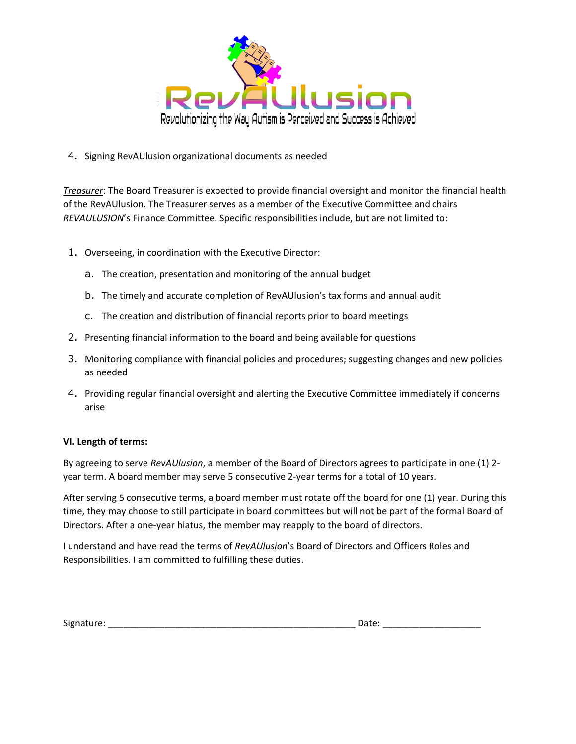4. Signing RevAUlusion organizational documents as needed

*Treasurer*: The Board Treasurer is expected to provide financial oversight and monitor the financial health of the RevAUlusion. The Treasurer serves as a member of the Executive Committee and chairs *REVAULUSION*'s Finance Committee. Specific responsibilities include, but are not limited to:

1. Overseeing, in coordination with the Executive Director:
   a. The creation, presentation and monitoring of the annual budget
   b. The timely and accurate completion of RevAUlusion's tax forms and annual audit
   c. The creation and distribution of financial reports prior to board meetings
2. Presenting financial information to the board and being available for questions
3. Monitoring compliance with financial policies and procedures; suggesting changes and new policies as needed
4. Providing regular financial oversight and alerting the Executive Committee immediately if concerns arise

**VI. Length of terms:**

By agreeing to serve *RevAUlusion*, a member of the Board of Directors agrees to participate in one (1) 2-year term. A board member may serve 5 consecutive 2-year terms for a total of 10 years.

After serving 5 consecutive terms, a board member must rotate off the board for one (1) year. During this time, they may choose to still participate in board committees but will not be part of the formal Board of Directors. After a one-year hiatus, the member may reapply to the board of directors.

I understand and have read the terms of *RevAUlusion*'s Board of Directors and Officers Roles and Responsibilities. I am committed to fulfilling these duties.

Signature: ______________________________________________ Date: __________________